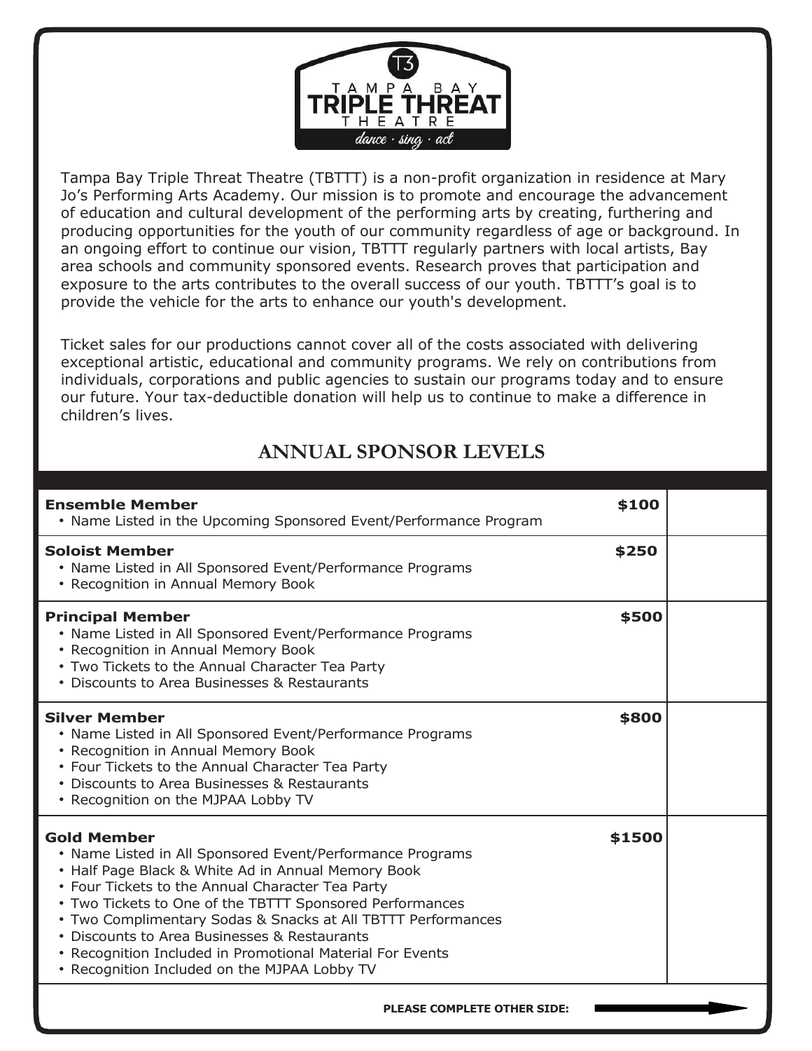T3 TAMPA BAY **TRIPLE THREAT** THEATRE *dance · sing · act*

Tampa Bay Triple Threat Theatre (TBTTT) is a non-profit organization in residence at Mary Jo's Performing Arts Academy. Our mission is to promote and encourage the advancement of education and cultural development of the performing arts by creating, furthering and producing opportunities for the youth of our community regardless of age or background. In an ongoing effort to continue our vision, TBTTT regularly partners with local artists, Bay area schools and community sponsored events. Research proves that participation and exposure to the arts contributes to the overall success of our youth. TBTTT's goal is to provide the vehicle for the arts to enhance our youth's development.

Ticket sales for our productions cannot cover all of the costs associated with delivering exceptional artistic, educational and community programs. We rely on contributions from individuals, corporations and public agencies to sustain our programs today and to ensure our future. Your tax-deductible donation will help us to continue to make a difference in children's lives.

## ANNUAL SPONSOR LEVELS

| Level | Amount | |
|---|---|---|
| **Ensemble Member**<br>• Name Listed in the Upcoming Sponsored Event/Performance Program | **$100** | |
| **Soloist Member**<br>• Name Listed in All Sponsored Event/Performance Programs<br>• Recognition in Annual Memory Book | **$250** | |
| **Principal Member**<br>• Name Listed in All Sponsored Event/Performance Programs<br>• Recognition in Annual Memory Book<br>• Two Tickets to the Annual Character Tea Party<br>• Discounts to Area Businesses & Restaurants | **$500** | |
| **Silver Member**<br>• Name Listed in All Sponsored Event/Performance Programs<br>• Recognition in Annual Memory Book<br>• Four Tickets to the Annual Character Tea Party<br>• Discounts to Area Businesses & Restaurants<br>• Recognition on the MJPAA Lobby TV | **$800** | |
| **Gold Member**<br>• Name Listed in All Sponsored Event/Performance Programs<br>• Half Page Black & White Ad in Annual Memory Book<br>• Four Tickets to the Annual Character Tea Party<br>• Two Tickets to One of the TBTTT Sponsored Performances<br>• Two Complimentary Sodas & Snacks at All TBTTT Performances<br>• Discounts to Area Businesses & Restaurants<br>• Recognition Included in Promotional Material For Events<br>• Recognition Included on the MJPAA Lobby TV | **$1500** | |

**PLEASE COMPLETE OTHER SIDE:** →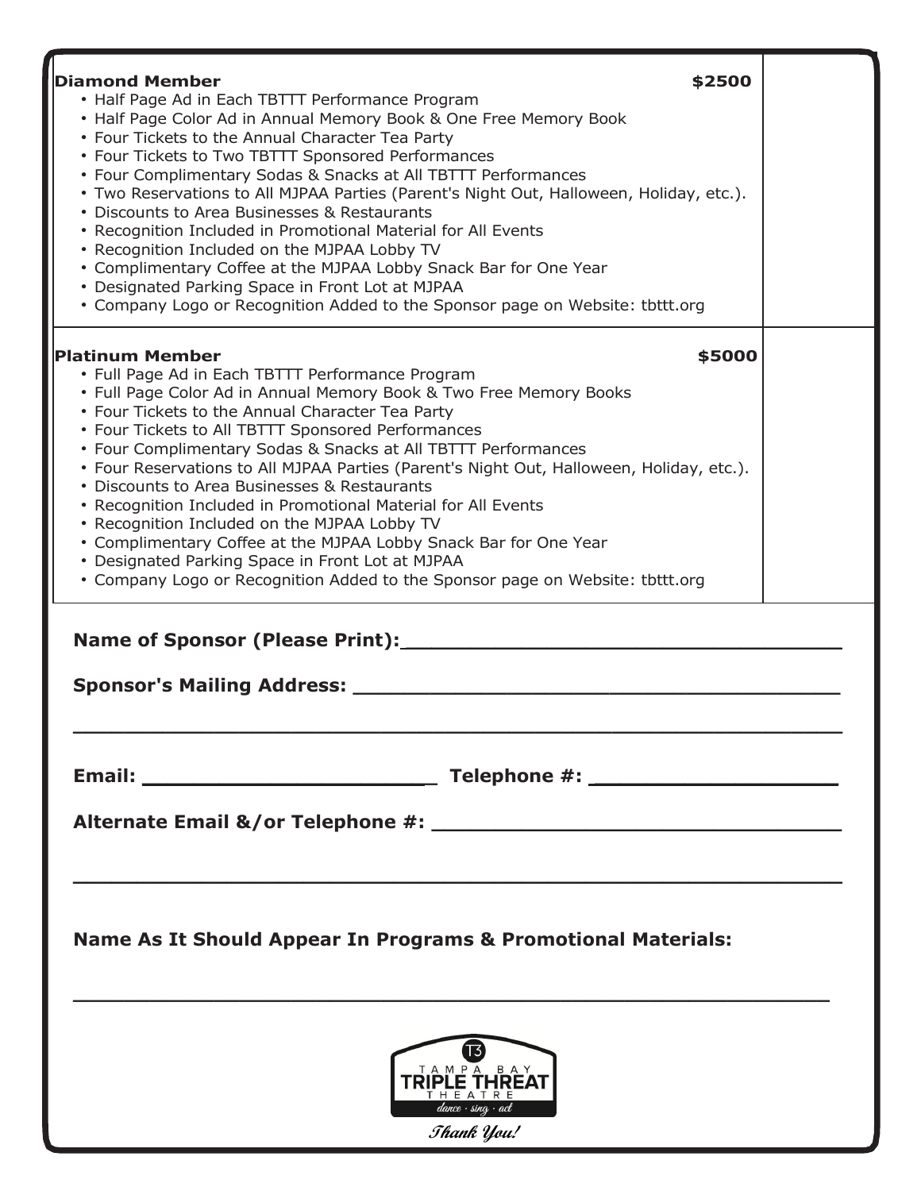| | |
|---|---|
| **Diamond Member** **$2500**<br>• Half Page Ad in Each TBTTT Performance Program<br>• Half Page Color Ad in Annual Memory Book & One Free Memory Book<br>• Four Tickets to the Annual Character Tea Party<br>• Four Tickets to Two TBTTT Sponsored Performances<br>• Four Complimentary Sodas & Snacks at All TBTTT Performances<br>• Two Reservations to All MJPAA Parties (Parent's Night Out, Halloween, Holiday, etc.).<br>• Discounts to Area Businesses & Restaurants<br>• Recognition Included in Promotional Material for All Events<br>• Recognition Included on the MJPAA Lobby TV<br>• Complimentary Coffee at the MJPAA Lobby Snack Bar for One Year<br>• Designated Parking Space in Front Lot at MJPAA<br>• Company Logo or Recognition Added to the Sponsor page on Website: tbttt.org | |
| **Platinum Member** **$5000**<br>• Full Page Ad in Each TBTTT Performance Program<br>• Full Page Color Ad in Annual Memory Book & Two Free Memory Books<br>• Four Tickets to the Annual Character Tea Party<br>• Four Tickets to All TBTTT Sponsored Performances<br>• Four Complimentary Sodas & Snacks at All TBTTT Performances<br>• Four Reservations to All MJPAA Parties (Parent's Night Out, Halloween, Holiday, etc.).<br>• Discounts to Area Businesses & Restaurants<br>• Recognition Included in Promotional Material for All Events<br>• Recognition Included on the MJPAA Lobby TV<br>• Complimentary Coffee at the MJPAA Lobby Snack Bar for One Year<br>• Designated Parking Space in Front Lot at MJPAA<br>• Company Logo or Recognition Added to the Sponsor page on Website: tbttt.org | |

**Name of Sponsor (Please Print):**____________________________________

**Sponsor's Mailing Address:** ________________________________________

______________________________________________________________

**Email:** ______________________ **Telephone #:** ___________________

**Alternate Email &/or Telephone #:** ________________________________

______________________________________________________________

**Name As It Should Appear In Programs & Promotional Materials:**

______________________________________________________________

T3 TAMPA BAY TRIPLE THREAT THEATRE
dance · sing · act

*Thank You!*